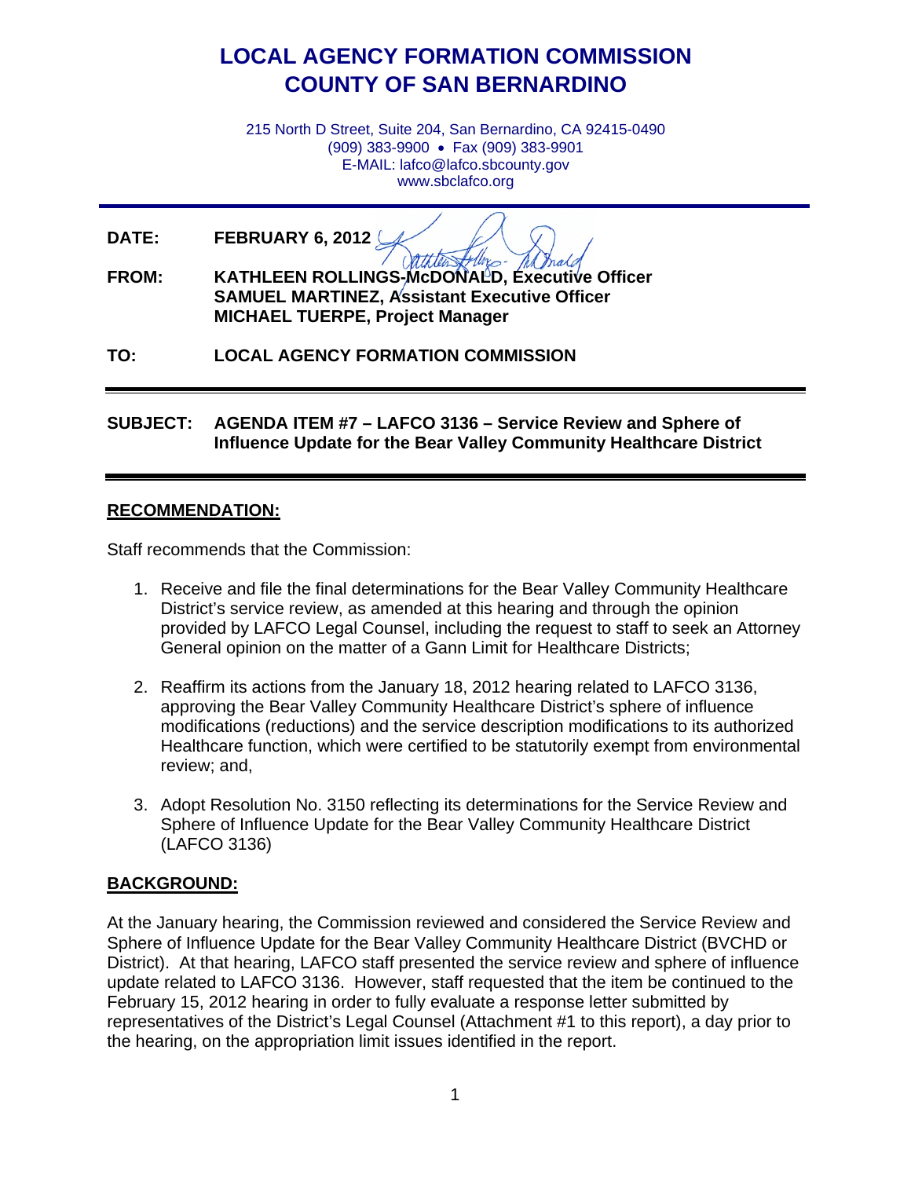# LOCAL AGENCY FORMATION COMMISSION
# COUNTY OF SAN BERNARDINO

215 North D Street, Suite 204, San Bernardino, CA 92415-0490
(909) 383-9900 • Fax (909) 383-9901
E-MAIL: lafco@lafco.sbcounty.gov
www.sbclafco.org

---

**DATE:** **FEBRUARY 6, 2012**

**FROM:** **KATHLEEN ROLLINGS-McDONALD, Executive Officer**
**SAMUEL MARTINEZ, Assistant Executive Officer**
**MICHAEL TUERPE, Project Manager**

**TO:** **LOCAL AGENCY FORMATION COMMISSION**

---

**SUBJECT:** **AGENDA ITEM #7 – LAFCO 3136 – Service Review and Sphere of Influence Update for the Bear Valley Community Healthcare District**

---

## RECOMMENDATION:

Staff recommends that the Commission:

1. Receive and file the final determinations for the Bear Valley Community Healthcare District's service review, as amended at this hearing and through the opinion provided by LAFCO Legal Counsel, including the request to staff to seek an Attorney General opinion on the matter of a Gann Limit for Healthcare Districts;

2. Reaffirm its actions from the January 18, 2012 hearing related to LAFCO 3136, approving the Bear Valley Community Healthcare District's sphere of influence modifications (reductions) and the service description modifications to its authorized Healthcare function, which were certified to be statutorily exempt from environmental review; and,

3. Adopt Resolution No. 3150 reflecting its determinations for the Service Review and Sphere of Influence Update for the Bear Valley Community Healthcare District (LAFCO 3136)

## BACKGROUND:

At the January hearing, the Commission reviewed and considered the Service Review and Sphere of Influence Update for the Bear Valley Community Healthcare District (BVCHD or District). At that hearing, LAFCO staff presented the service review and sphere of influence update related to LAFCO 3136. However, staff requested that the item be continued to the February 15, 2012 hearing in order to fully evaluate a response letter submitted by representatives of the District's Legal Counsel (Attachment #1 to this report), a day prior to the hearing, on the appropriation limit issues identified in the report.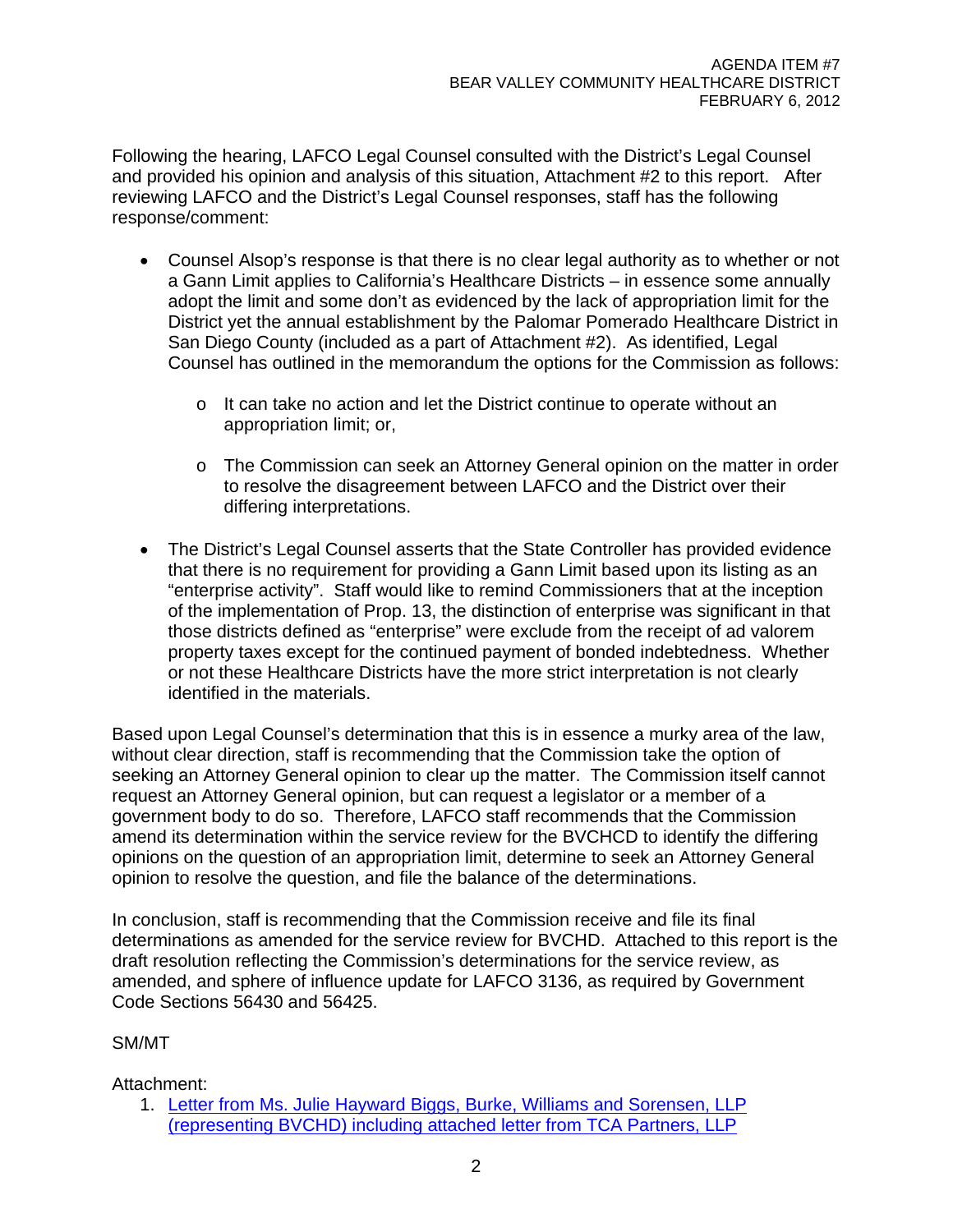Following the hearing, LAFCO Legal Counsel consulted with the District's Legal Counsel and provided his opinion and analysis of this situation, Attachment #2 to this report. After reviewing LAFCO and the District's Legal Counsel responses, staff has the following response/comment:

- Counsel Alsop's response is that there is no clear legal authority as to whether or not a Gann Limit applies to California's Healthcare Districts – in essence some annually adopt the limit and some don't as evidenced by the lack of appropriation limit for the District yet the annual establishment by the Palomar Pomerado Healthcare District in San Diego County (included as a part of Attachment #2). As identified, Legal Counsel has outlined in the memorandum the options for the Commission as follows:

    - It can take no action and let the District continue to operate without an appropriation limit; or,

    - The Commission can seek an Attorney General opinion on the matter in order to resolve the disagreement between LAFCO and the District over their differing interpretations.

- The District's Legal Counsel asserts that the State Controller has provided evidence that there is no requirement for providing a Gann Limit based upon its listing as an "enterprise activity". Staff would like to remind Commissioners that at the inception of the implementation of Prop. 13, the distinction of enterprise was significant in that those districts defined as "enterprise" were exclude from the receipt of ad valorem property taxes except for the continued payment of bonded indebtedness. Whether or not these Healthcare Districts have the more strict interpretation is not clearly identified in the materials.

Based upon Legal Counsel's determination that this is in essence a murky area of the law, without clear direction, staff is recommending that the Commission take the option of seeking an Attorney General opinion to clear up the matter. The Commission itself cannot request an Attorney General opinion, but can request a legislator or a member of a government body to do so. Therefore, LAFCO staff recommends that the Commission amend its determination within the service review for the BVCHCD to identify the differing opinions on the question of an appropriation limit, determine to seek an Attorney General opinion to resolve the question, and file the balance of the determinations.

In conclusion, staff is recommending that the Commission receive and file its final determinations as amended for the service review for BVCHD. Attached to this report is the draft resolution reflecting the Commission's determinations for the service review, as amended, and sphere of influence update for LAFCO 3136, as required by Government Code Sections 56430 and 56425.

SM/MT

Attachment:

1. Letter from Ms. Julie Hayward Biggs, Burke, Williams and Sorensen, LLP (representing BVCHD) including attached letter from TCA Partners, LLP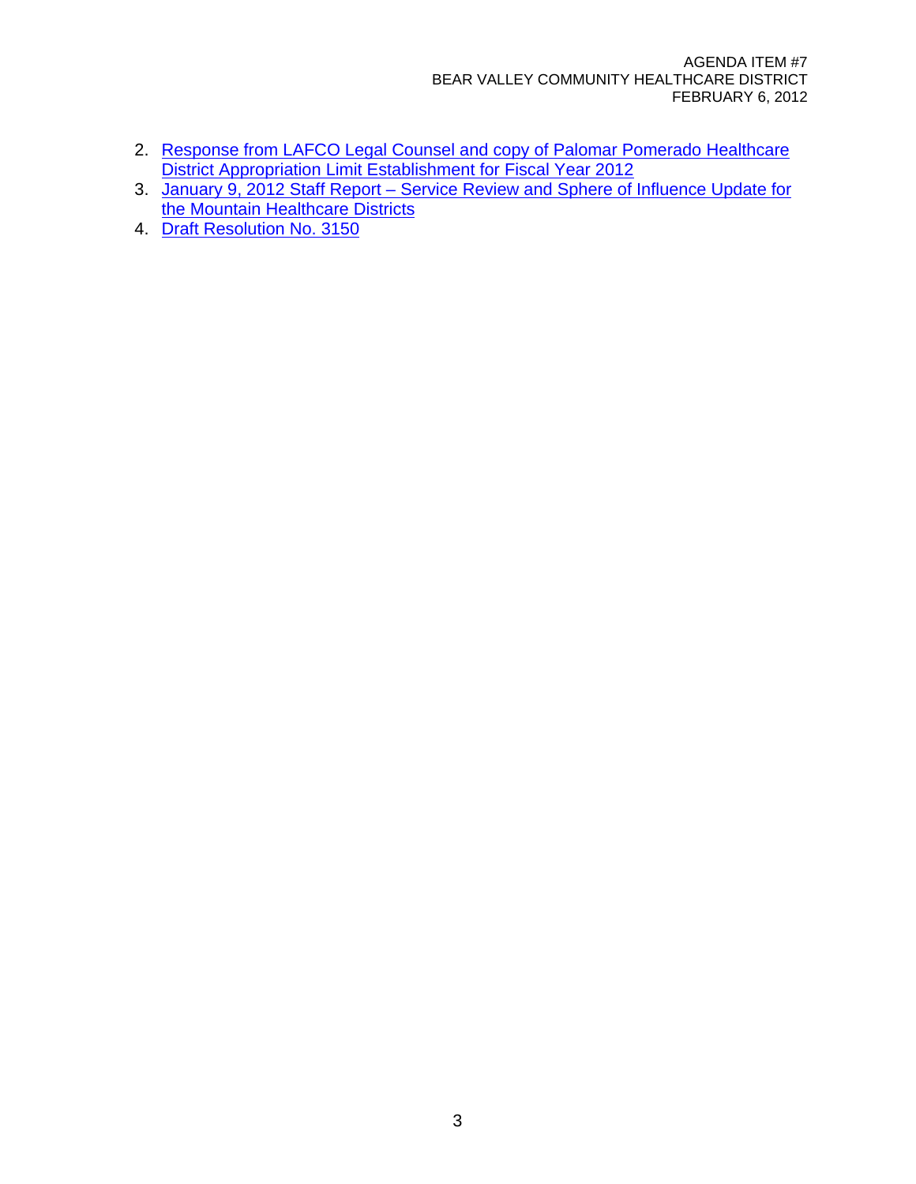2. Response from LAFCO Legal Counsel and copy of Palomar Pomerado Healthcare District Appropriation Limit Establishment for Fiscal Year 2012
3. January 9, 2012 Staff Report – Service Review and Sphere of Influence Update for the Mountain Healthcare Districts
4. Draft Resolution No. 3150